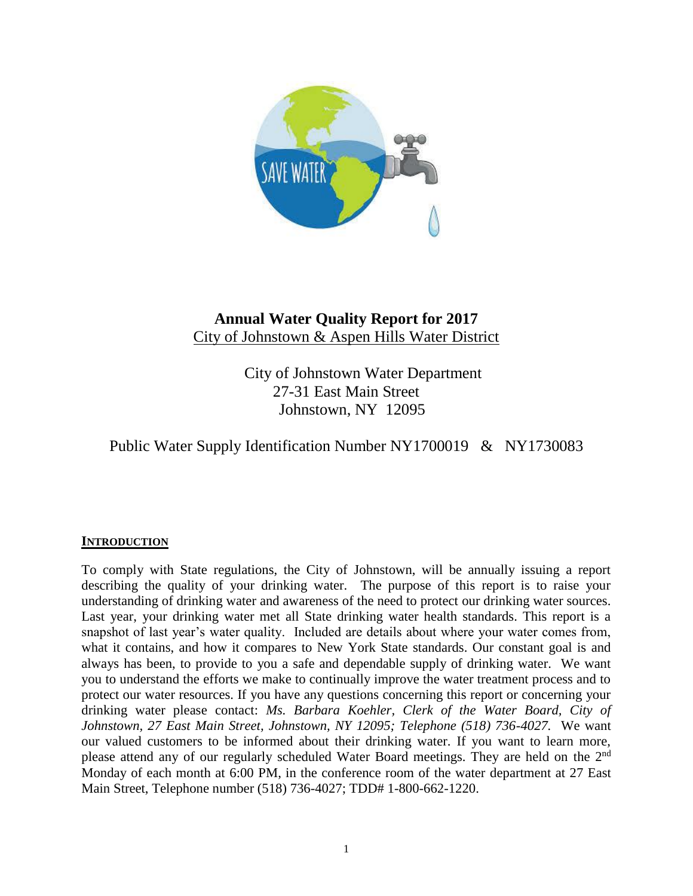# Annual Water Quality Report for 2017

City of Johnstown & Aspen Hills Water District

City of Johnstown Water Department
27-31 East Main Street
Johnstown, NY 12095

Public Water Supply Identification Number NY1700019 & NY1730083

## INTRODUCTION

To comply with State regulations, the City of Johnstown, will be annually issuing a report describing the quality of your drinking water. The purpose of this report is to raise your understanding of drinking water and awareness of the need to protect our drinking water sources. Last year, your drinking water met all State drinking water health standards. This report is a snapshot of last year's water quality. Included are details about where your water comes from, what it contains, and how it compares to New York State standards. Our constant goal is and always has been, to provide to you a safe and dependable supply of drinking water. We want you to understand the efforts we make to continually improve the water treatment process and to protect our water resources. If you have any questions concerning this report or concerning your drinking water please contact: *Ms. Barbara Koehler, Clerk of the Water Board, City of Johnstown, 27 East Main Street, Johnstown, NY 12095; Telephone (518) 736-4027.* We want our valued customers to be informed about their drinking water. If you want to learn more, please attend any of our regularly scheduled Water Board meetings. They are held on the 2nd Monday of each month at 6:00 PM, in the conference room of the water department at 27 East Main Street, Telephone number (518) 736-4027; TDD# 1-800-662-1220.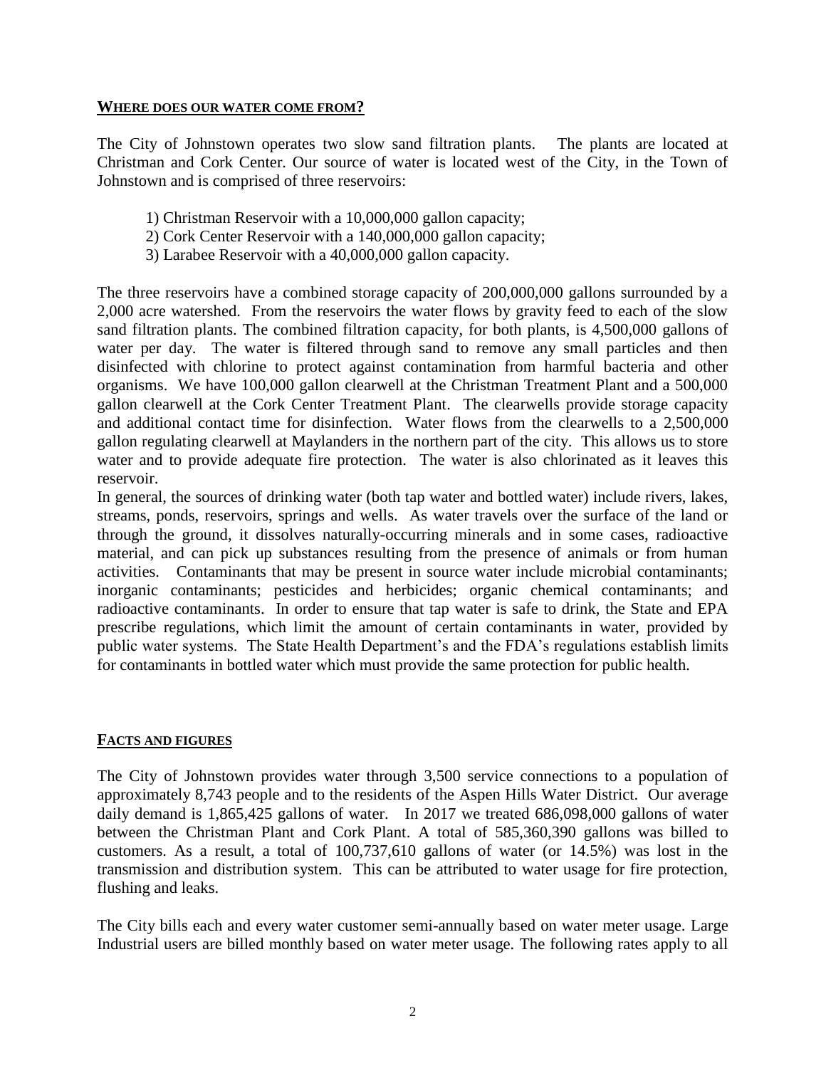## WHERE DOES OUR WATER COME FROM?

The City of Johnstown operates two slow sand filtration plants. The plants are located at Christman and Cork Center. Our source of water is located west of the City, in the Town of Johnstown and is comprised of three reservoirs:

1) Christman Reservoir with a 10,000,000 gallon capacity;
2) Cork Center Reservoir with a 140,000,000 gallon capacity;
3) Larabee Reservoir with a 40,000,000 gallon capacity.

The three reservoirs have a combined storage capacity of 200,000,000 gallons surrounded by a 2,000 acre watershed. From the reservoirs the water flows by gravity feed to each of the slow sand filtration plants. The combined filtration capacity, for both plants, is 4,500,000 gallons of water per day. The water is filtered through sand to remove any small particles and then disinfected with chlorine to protect against contamination from harmful bacteria and other organisms. We have 100,000 gallon clearwell at the Christman Treatment Plant and a 500,000 gallon clearwell at the Cork Center Treatment Plant. The clearwells provide storage capacity and additional contact time for disinfection. Water flows from the clearwells to a 2,500,000 gallon regulating clearwell at Maylanders in the northern part of the city. This allows us to store water and to provide adequate fire protection. The water is also chlorinated as it leaves this reservoir.

In general, the sources of drinking water (both tap water and bottled water) include rivers, lakes, streams, ponds, reservoirs, springs and wells. As water travels over the surface of the land or through the ground, it dissolves naturally-occurring minerals and in some cases, radioactive material, and can pick up substances resulting from the presence of animals or from human activities. Contaminants that may be present in source water include microbial contaminants; inorganic contaminants; pesticides and herbicides; organic chemical contaminants; and radioactive contaminants. In order to ensure that tap water is safe to drink, the State and EPA prescribe regulations, which limit the amount of certain contaminants in water, provided by public water systems. The State Health Department's and the FDA's regulations establish limits for contaminants in bottled water which must provide the same protection for public health.

## FACTS AND FIGURES

The City of Johnstown provides water through 3,500 service connections to a population of approximately 8,743 people and to the residents of the Aspen Hills Water District. Our average daily demand is 1,865,425 gallons of water. In 2017 we treated 686,098,000 gallons of water between the Christman Plant and Cork Plant. A total of 585,360,390 gallons was billed to customers. As a result, a total of 100,737,610 gallons of water (or 14.5%) was lost in the transmission and distribution system. This can be attributed to water usage for fire protection, flushing and leaks.

The City bills each and every water customer semi-annually based on water meter usage. Large Industrial users are billed monthly based on water meter usage. The following rates apply to all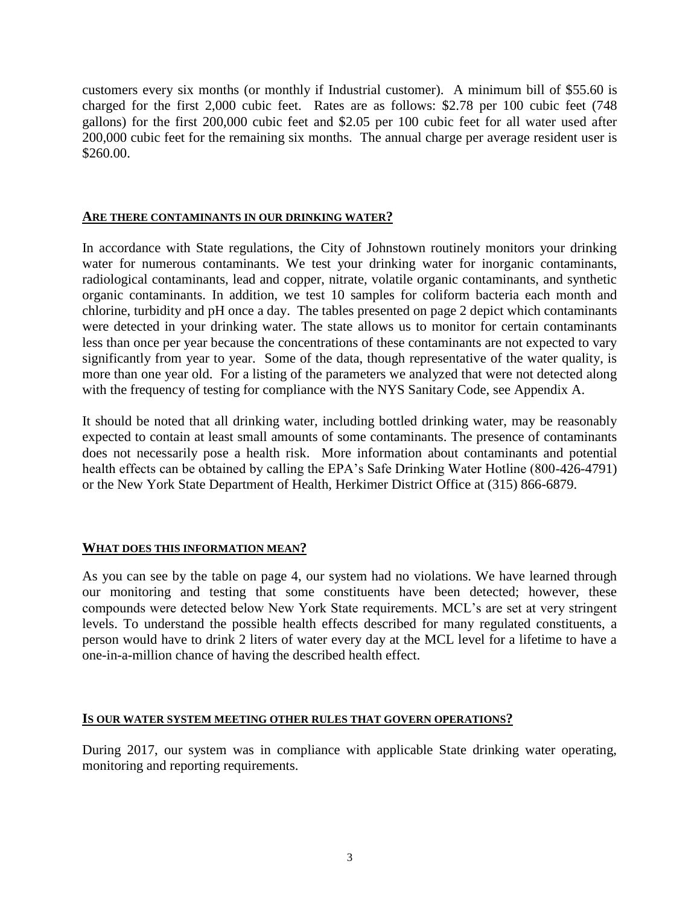customers every six months (or monthly if Industrial customer). A minimum bill of $55.60 is charged for the first 2,000 cubic feet. Rates are as follows: $2.78 per 100 cubic feet (748 gallons) for the first 200,000 cubic feet and $2.05 per 100 cubic feet for all water used after 200,000 cubic feet for the remaining six months. The annual charge per average resident user is $260.00.

## ARE THERE CONTAMINANTS IN OUR DRINKING WATER?

In accordance with State regulations, the City of Johnstown routinely monitors your drinking water for numerous contaminants. We test your drinking water for inorganic contaminants, radiological contaminants, lead and copper, nitrate, volatile organic contaminants, and synthetic organic contaminants. In addition, we test 10 samples for coliform bacteria each month and chlorine, turbidity and pH once a day. The tables presented on page 2 depict which contaminants were detected in your drinking water. The state allows us to monitor for certain contaminants less than once per year because the concentrations of these contaminants are not expected to vary significantly from year to year. Some of the data, though representative of the water quality, is more than one year old. For a listing of the parameters we analyzed that were not detected along with the frequency of testing for compliance with the NYS Sanitary Code, see Appendix A.

It should be noted that all drinking water, including bottled drinking water, may be reasonably expected to contain at least small amounts of some contaminants. The presence of contaminants does not necessarily pose a health risk. More information about contaminants and potential health effects can be obtained by calling the EPA's Safe Drinking Water Hotline (800-426-4791) or the New York State Department of Health, Herkimer District Office at (315) 866-6879.

## WHAT DOES THIS INFORMATION MEAN?

As you can see by the table on page 4, our system had no violations. We have learned through our monitoring and testing that some constituents have been detected; however, these compounds were detected below New York State requirements. MCL's are set at very stringent levels. To understand the possible health effects described for many regulated constituents, a person would have to drink 2 liters of water every day at the MCL level for a lifetime to have a one-in-a-million chance of having the described health effect.

## IS OUR WATER SYSTEM MEETING OTHER RULES THAT GOVERN OPERATIONS?

During 2017, our system was in compliance with applicable State drinking water operating, monitoring and reporting requirements.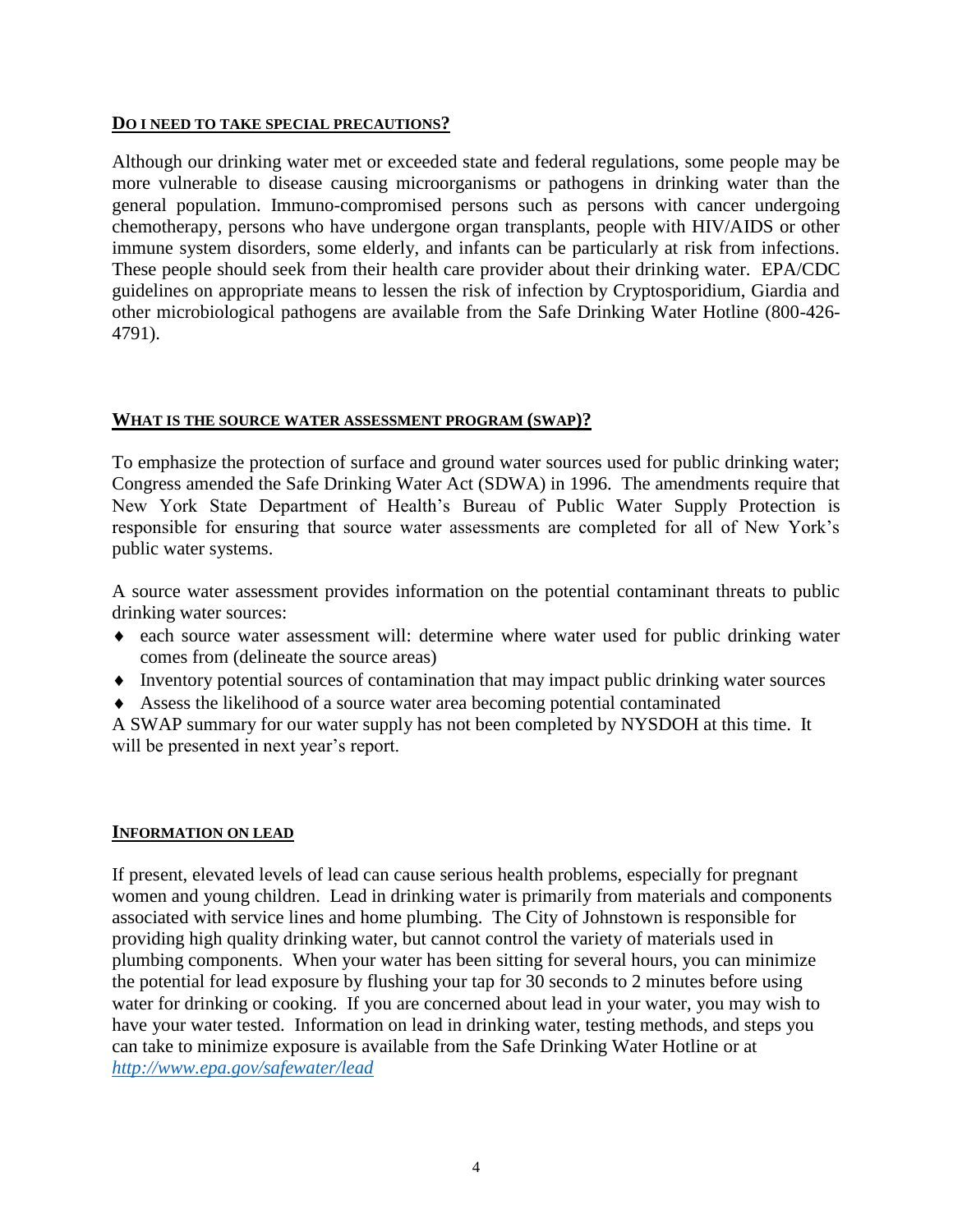## DO I NEED TO TAKE SPECIAL PRECAUTIONS?

Although our drinking water met or exceeded state and federal regulations, some people may be more vulnerable to disease causing microorganisms or pathogens in drinking water than the general population. Immuno-compromised persons such as persons with cancer undergoing chemotherapy, persons who have undergone organ transplants, people with HIV/AIDS or other immune system disorders, some elderly, and infants can be particularly at risk from infections. These people should seek from their health care provider about their drinking water. EPA/CDC guidelines on appropriate means to lessen the risk of infection by Cryptosporidium, Giardia and other microbiological pathogens are available from the Safe Drinking Water Hotline (800-426-4791).

## WHAT IS THE SOURCE WATER ASSESSMENT PROGRAM (SWAP)?

To emphasize the protection of surface and ground water sources used for public drinking water; Congress amended the Safe Drinking Water Act (SDWA) in 1996. The amendments require that New York State Department of Health's Bureau of Public Water Supply Protection is responsible for ensuring that source water assessments are completed for all of New York's public water systems.

A source water assessment provides information on the potential contaminant threats to public drinking water sources:

- each source water assessment will: determine where water used for public drinking water comes from (delineate the source areas)
- Inventory potential sources of contamination that may impact public drinking water sources
- Assess the likelihood of a source water area becoming potential contaminated

A SWAP summary for our water supply has not been completed by NYSDOH at this time. It will be presented in next year's report.

## INFORMATION ON LEAD

If present, elevated levels of lead can cause serious health problems, especially for pregnant women and young children. Lead in drinking water is primarily from materials and components associated with service lines and home plumbing. The City of Johnstown is responsible for providing high quality drinking water, but cannot control the variety of materials used in plumbing components. When your water has been sitting for several hours, you can minimize the potential for lead exposure by flushing your tap for 30 seconds to 2 minutes before using water for drinking or cooking. If you are concerned about lead in your water, you may wish to have your water tested. Information on lead in drinking water, testing methods, and steps you can take to minimize exposure is available from the Safe Drinking Water Hotline or at *http://www.epa.gov/safewater/lead*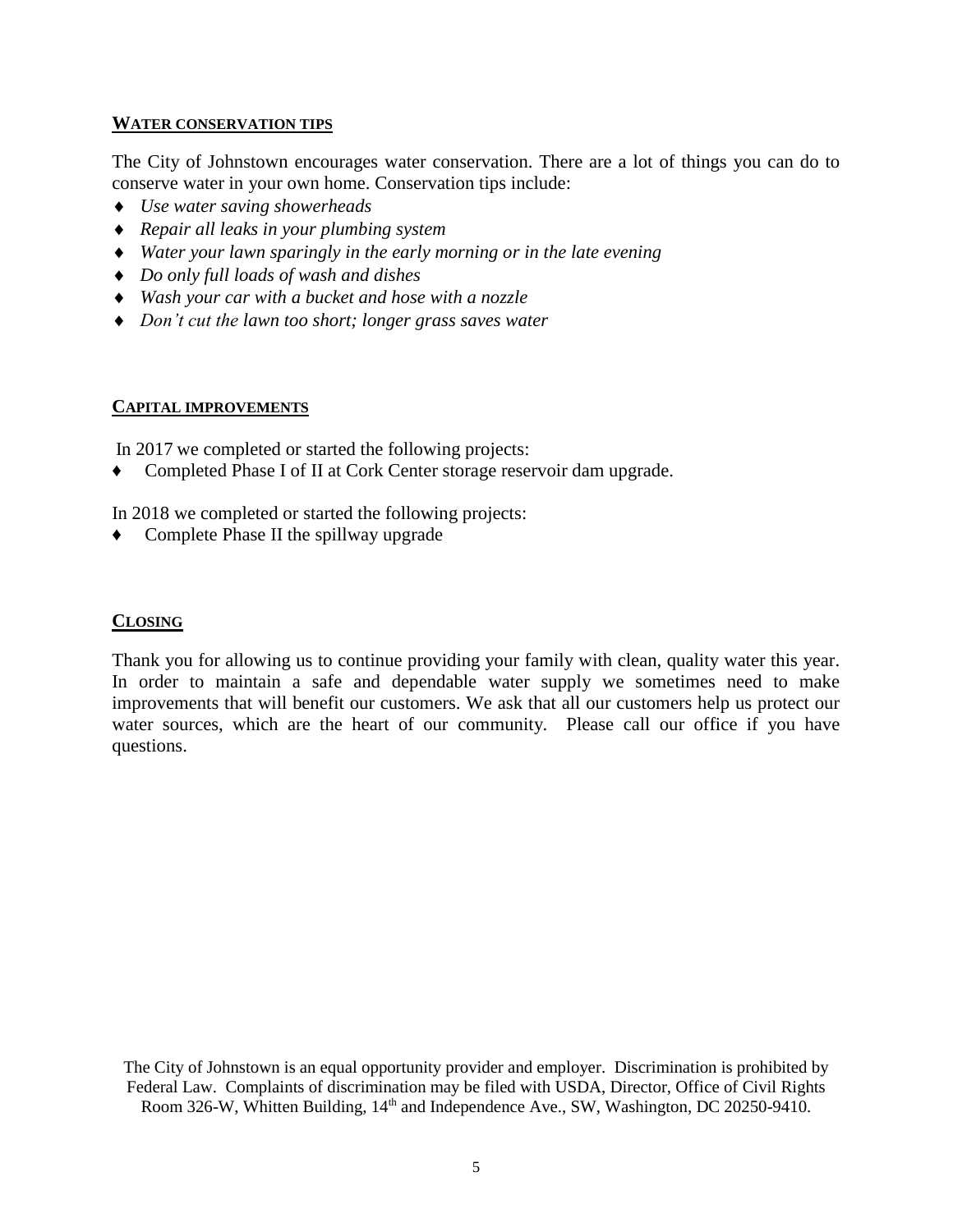## WATER CONSERVATION TIPS

The City of Johnstown encourages water conservation. There are a lot of things you can do to conserve water in your own home. Conservation tips include:

- *Use water saving showerheads*
- *Repair all leaks in your plumbing system*
- *Water your lawn sparingly in the early morning or in the late evening*
- *Do only full loads of wash and dishes*
- *Wash your car with a bucket and hose with a nozzle*
- *Don't cut the lawn too short; longer grass saves water*

## CAPITAL IMPROVEMENTS

In 2017 we completed or started the following projects:

- Completed Phase I of II at Cork Center storage reservoir dam upgrade.

In 2018 we completed or started the following projects:

- Complete Phase II the spillway upgrade

## CLOSING

Thank you for allowing us to continue providing your family with clean, quality water this year. In order to maintain a safe and dependable water supply we sometimes need to make improvements that will benefit our customers. We ask that all our customers help us protect our water sources, which are the heart of our community. Please call our office if you have questions.

The City of Johnstown is an equal opportunity provider and employer. Discrimination is prohibited by Federal Law. Complaints of discrimination may be filed with USDA, Director, Office of Civil Rights Room 326-W, Whitten Building, 14th and Independence Ave., SW, Washington, DC 20250-9410.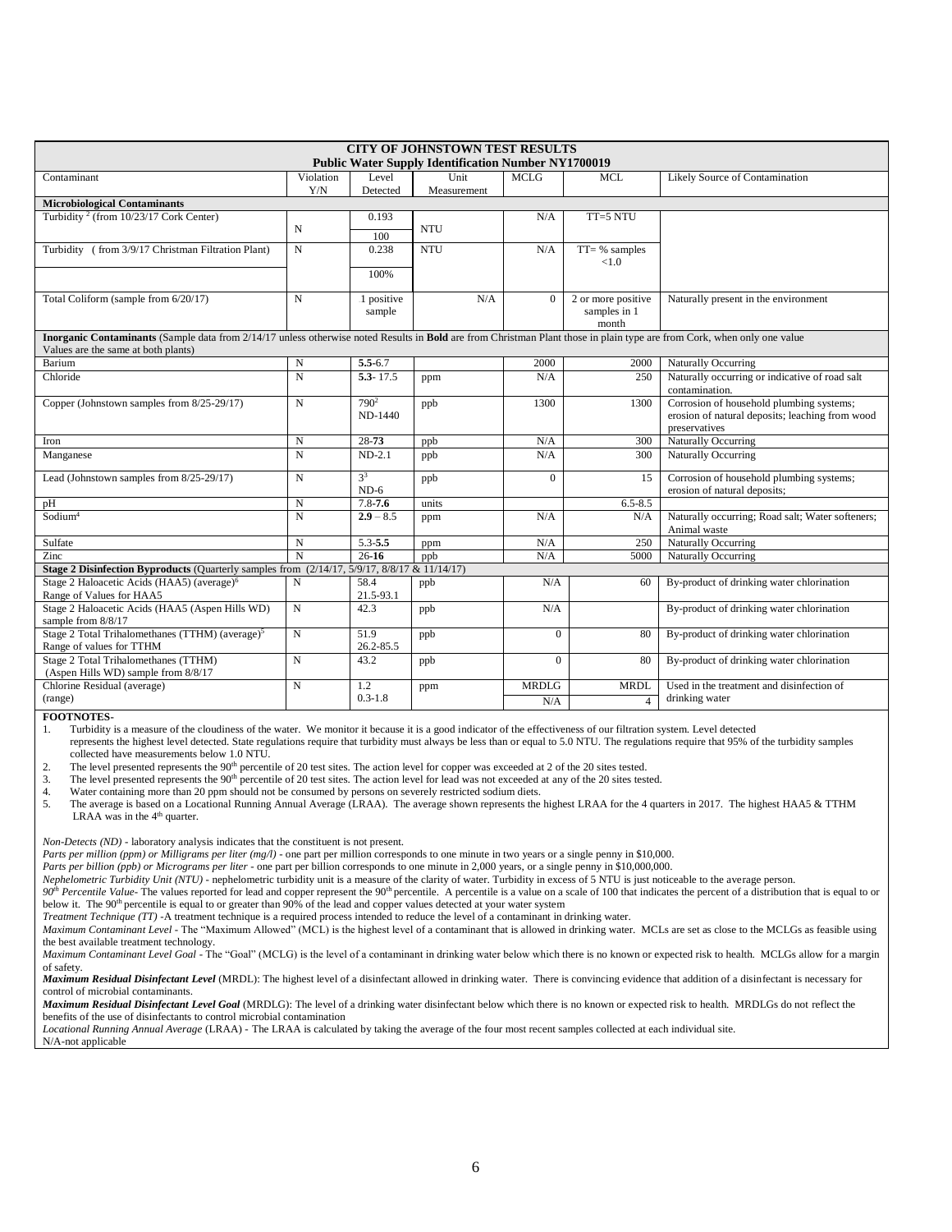| CITY OF JOHNSTOWN TEST RESULTS Public Water Supply Identification Number NY1700019 | | | | | | |
|---|---|---|---|---|---|---|
| Contaminant | Violation Y/N | Level Detected | Unit Measurement | MCLG | MCL | Likely Source of Contamination |
| **Microbiological Contaminants** | | | | | | |
| Turbidity [2] (from 10/23/17 Cork Center) | N | 0.193<br>100 | NTU | N/A | TT=5 NTU | |
| Turbidity (from 3/9/17 Christman Filtration Plant) | N | 0.238<br>100% | NTU | N/A | TT= % samples <1.0 | |
| Total Coliform (sample from 6/20/17) | N | 1 positive sample | N/A | 0 | 2 or more positive samples in 1 month | Naturally present in the environment |
| **Inorganic Contaminants** (Sample data from 2/14/17 unless otherwise noted Results in **Bold** are from Christman Plant those in plain type are from Cork, when only one value Values are the same at both plants) | | | | | | |
| Barium | N | **5.5**-6.7 | | 2000 | 2000 | Naturally Occurring |
| Chloride | N | **5.3**- 17.5 | ppm | N/A | 250 | Naturally occurring or indicative of road salt contamination. |
| Copper (Johnstown samples from 8/25-29/17) | N | 790[2]<br>ND-1440 | ppb | 1300 | 1300 | Corrosion of household plumbing systems; erosion of natural deposits; leaching from wood preservatives |
| Iron | N | 28-**73** | ppb | N/A | 300 | Naturally Occurring |
| Manganese | N | ND-2.1 | ppb | N/A | 300 | Naturally Occurring |
| Lead (Johnstown samples from 8/25-29/17) | N | 3[3]<br>ND-6 | ppb | 0 | 15 | Corrosion of household plumbing systems; erosion of natural deposits; |
| pH | N | 7.8-**7.6** | units | | 6.5-8.5 | |
| Sodium[4] | N | **2.9** – 8.5 | ppm | N/A | N/A | Naturally occurring; Road salt; Water softeners; Animal waste |
| Sulfate | N | 5.3-**5.5** | ppm | N/A | 250 | Naturally Occurring |
| Zinc | N | 26-**16** | ppb | N/A | 5000 | Naturally Occurring |
| **Stage 2 Disinfection Byproducts** (Quarterly samples from (2/14/17, 5/9/17, 8/8/17 & 11/14/17) | | | | | | |
| Stage 2 Haloacetic Acids (HAA5) (average)[6]<br>Range of Values for HAA5 | N | 58.4<br>21.5-93.1 | ppb | N/A | 60 | By-product of drinking water chlorination |
| Stage 2 Haloacetic Acids (HAA5 (Aspen Hills WD) sample from 8/8/17 | N | 42.3 | ppb | N/A | | By-product of drinking water chlorination |
| Stage 2 Total Trihalomethanes (TTHM) (average)[5]<br>Range of values for TTHM | N | 51.9<br>26.2-85.5 | ppb | 0 | 80 | By-product of drinking water chlorination |
| Stage 2 Total Trihalomethanes (TTHM) (Aspen Hills WD) sample from 8/8/17 | N | 43.2 | ppb | 0 | 80 | By-product of drinking water chlorination |
| Chlorine Residual (average)<br>(range) | N | 1.2<br>0.3-1.8 | ppm | MRDLG<br>N/A | MRDL<br>4 | Used in the treatment and disinfection of drinking water |

**FOOTNOTES-**

1. Turbidity is a measure of the cloudiness of the water. We monitor it because it is a good indicator of the effectiveness of our filtration system. Level detected represents the highest level detected. State regulations require that turbidity must always be less than or equal to 5.0 NTU. The regulations require that 95% of the turbidity samples collected have measurements below 1.0 NTU.
2. The level presented represents the 90th percentile of 20 test sites. The action level for copper was exceeded at 2 of the 20 sites tested.
3. The level presented represents the 90th percentile of 20 test sites. The action level for lead was not exceeded at any of the 20 sites tested.
4. Water containing more than 20 ppm should not be consumed by persons on severely restricted sodium diets.
5. The average is based on a Locational Running Annual Average (LRAA). The average shown represents the highest LRAA for the 4 quarters in 2017. The highest HAA5 & TTHM LRAA was in the 4th quarter.

*Non-Detects (ND)* - laboratory analysis indicates that the constituent is not present.
*Parts per million (ppm) or Milligrams per liter (mg/l)* - one part per million corresponds to one minute in two years or a single penny in $10,000.
*Parts per billion (ppb) or Micrograms per liter* - one part per billion corresponds to one minute in 2,000 years, or a single penny in $10,000,000.
*Nephelometric Turbidity Unit (NTU)* - nephelometric turbidity unit is a measure of the clarity of water. Turbidity in excess of 5 NTU is just noticeable to the average person.
*90th Percentile Value*- The values reported for lead and copper represent the 90th percentile. A percentile is a value on a scale of 100 that indicates the percent of a distribution that is equal to or below it. The 90th percentile is equal to or greater than 90% of the lead and copper values detected at your water system
*Treatment Technique (TT)* -A treatment technique is a required process intended to reduce the level of a contaminant in drinking water.
*Maximum Contaminant Level* - The "Maximum Allowed" (MCL) is the highest level of a contaminant that is allowed in drinking water. MCLs are set as close to the MCLGs as feasible using the best available treatment technology.
*Maximum Contaminant Level Goal* - The "Goal" (MCLG) is the level of a contaminant in drinking water below which there is no known or expected risk to health. MCLGs allow for a margin of safety.
***Maximum Residual Disinfectant Level*** (MRDL): The highest level of a disinfectant allowed in drinking water. There is convincing evidence that addition of a disinfectant is necessary for control of microbial contaminants.
***Maximum Residual Disinfectant Level Goal*** (MRDLG): The level of a drinking water disinfectant below which there is no known or expected risk to health. MRDLGs do not reflect the benefits of the use of disinfectants to control microbial contamination
*Locational Running Annual Average* (LRAA) - The LRAA is calculated by taking the average of the four most recent samples collected at each individual site.
N/A-not applicable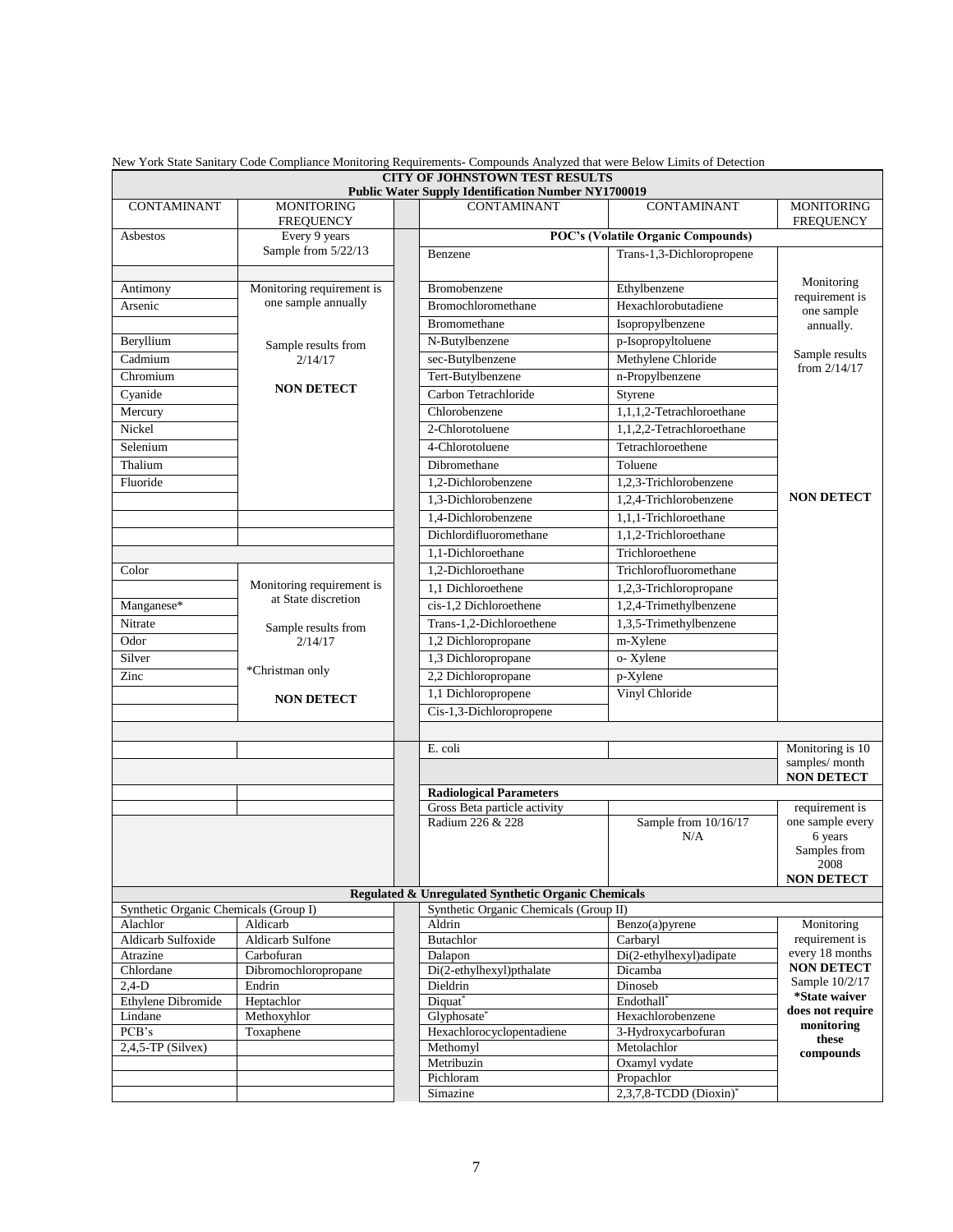New York State Sanitary Code Compliance Monitoring Requirements- Compounds Analyzed that were Below Limits of Detection

| CITY OF JOHNSTOWN TEST RESULTS Public Water Supply Identification Number NY1700019 | | | | | |
|---|---|---|---|---|---|
| CONTAMINANT | MONITORING FREQUENCY | | CONTAMINANT | CONTAMINANT | MONITORING FREQUENCY |
| Asbestos | Every 9 years Sample from 5/22/13 | | POC's (Volatile Organic Compounds) | | |
| | | | Benzene | Trans-1,3-Dichloropropene | Monitoring requirement is one sample annually. Sample results from 2/14/17 NON DETECT |
| Antimony | Monitoring requirement is one sample annually Sample results from 2/14/17 NON DETECT | | Bromobenzene | Ethylbenzene | |
| Arsenic | | | Bromochloromethane | Hexachlorobutadiene | |
| | | | Bromomethane | Isopropylbenzene | |
| Beryllium | | | N-Butylbenzene | p-Isopropyltoluene | |
| Cadmium | | | sec-Butylbenzene | Methylene Chloride | |
| Chromium | | | Tert-Butylbenzene | n-Propylbenzene | |
| Cyanide | | | Carbon Tetrachloride | Styrene | |
| Mercury | | | Chlorobenzene | 1,1,1,2-Tetrachloroethane | |
| Nickel | | | 2-Chlorotoluene | 1,1,2,2-Tetrachloroethane | |
| Selenium | | | 4-Chlorotoluene | Tetrachloroethene | |
| Thalium | | | Dibromethane | Toluene | |
| Fluoride | | | 1,2-Dichlorobenzene | 1,2,3-Trichlorobenzene | |
| | | | 1,3-Dichlorobenzene | 1,2,4-Trichlorobenzene | |
| | | | 1,4-Dichlorobenzene | 1,1,1-Trichloroethane | |
| | | | Dichlordifluoromethane | 1,1,2-Trichloroethane | |
| | | | 1,1-Dichloroethane | Trichloroethene | |
| Color | Monitoring requirement is at State discretion Sample results from 2/14/17 *Christman only NON DETECT | | 1,2-Dichloroethane | Trichlorofluoromethane | |
| | | | 1,1 Dichloroethene | 1,2,3-Trichloropropane | |
| Manganese* | | | cis-1,2 Dichloroethene | 1,2,4-Trimethylbenzene | |
| Nitrate | | | Trans-1,2-Dichloroethene | 1,3,5-Trimethylbenzene | |
| Odor | | | 1,2 Dichloropropane | m-Xylene | |
| Silver | | | 1,3 Dichloropropane | o- Xylene | |
| Zinc | | | 2,2 Dichloropropane | p-Xylene | |
| | | | 1,1 Dichloropropene | Vinyl Chloride | |
| | | | Cis-1,3-Dichloropropene | | |
| | | | | | |
| | | | E. coli | | Monitoring is 10 samples/ month NON DETECT |
| | | | Radiological Parameters | | |
| | | | Gross Beta particle activity | | requirement is one sample every 6 years Samples from 2008 NON DETECT |
| | | | Radium 226 & 228 | Sample from 10/16/17 N/A | |
| Regulated & Unregulated Synthetic Organic Chemicals | | | | | |
| Synthetic Organic Chemicals (Group I) | | | Synthetic Organic Chemicals (Group II) | | |
| Alachlor | Aldicarb | | Aldrin | Benzo(a)pyrene | Monitoring requirement is every 18 months NON DETECT Sample 10/2/17 *State waiver does not require monitoring these compounds |
| Aldicarb Sulfoxide | Aldicarb Sulfone | | Butachlor | Carbaryl | |
| Atrazine | Carbofuran | | Dalapon | Di(2-ethylhexyl)adipate | |
| Chlordane | Dibromochloropropane | | Di(2-ethylhexyl)pthalate | Dicamba | |
| 2,4-D | Endrin | | Dieldrin | Dinoseb | |
| Ethylene Dibromide | Heptachlor | | Diquat* | Endothall* | |
| Lindane | Methoxyhlor | | Glyphosate* | Hexachlorobenzene | |
| PCB's | Toxaphene | | Hexachlorocyclopentadiene | 3-Hydroxycarbofuran | |
| 2,4,5-TP (Silvex) | | | Methomyl | Metolachlor | |
| | | | Metribuzin | Oxamyl vydate | |
| | | | Pichloram | Propachlor | |
| | | | Simazine | 2,3,7,8-TCDD (Dioxin)* | |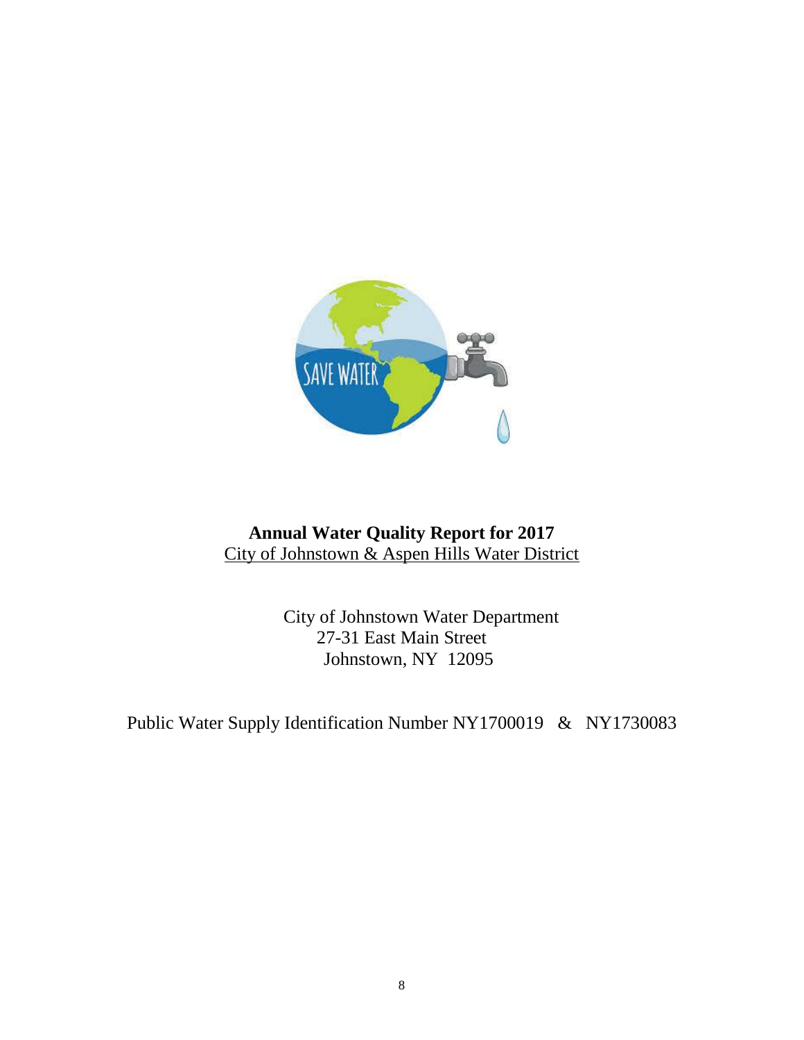**Annual Water Quality Report for 2017**

City of Johnstown & Aspen Hills Water District

City of Johnstown Water Department
27-31 East Main Street
Johnstown, NY 12095

Public Water Supply Identification Number NY1700019 & NY1730083